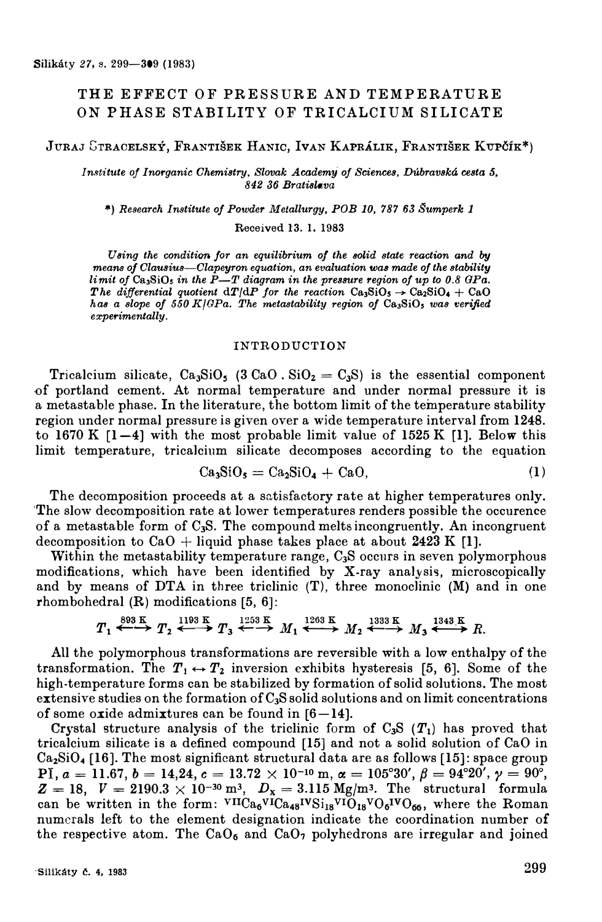# THE EFFECT OF PRESSURE AND TEMPERATURE ON PHASE STABILITY OF TRICALCIUM SILICATE

JURAJ STRACELSKÝ, FRANTIŠEK HANIC, IVAN KAPRÁLIK, FRANTIŠEK KUPČÍK*)

*Institute of Inorganic Chemistry, Slovak Academy of Sciences, Dúbravská cesta 5, 842 36 Bratislava*

*) *Research Institute of Powder Metallurgy, POB 10, 787 63 Šumperk 1*

Received 13. 1. 1983

*Using the condition for an equilibrium of the solid state reaction and by means of Clausius—Clapeyron equation, an evaluation was made of the stability limit of $Ca_3SiO_5$ in the P—T diagram in the pressure region of up to 0.8 GPa. The differential quotient $dT/dP$ for the reaction $Ca_3SiO_5 \rightarrow Ca_2SiO_4 + CaO$ has a slope of 550 K/GPa. The metastability region of $Ca_3SiO_5$ was verified experimentally.*

## INTRODUCTION

Tricalcium silicate, $Ca_3SiO_5$ ($3\,CaO \cdot SiO_2 = C_3S$) is the essential component of portland cement. At normal temperature and under normal pressure it is a metastable phase. In the literature, the bottom limit of the temperature stability region under normal pressure is given over a wide temperature interval from 1248. to 1670 K [1—4] with the most probable limit value of 1525 K [1]. Below this limit temperature, tricalcium silicate decomposes according to the equation

$$Ca_3SiO_5 = Ca_2SiO_4 + CaO, \tag{1}$$

The decomposition proceeds at a satisfactory rate at higher temperatures only. The slow decomposition rate at lower temperatures renders possible the occurence of a metastable form of $C_3S$. The compound melts incongruently. An incongruent decomposition to CaO + liquid phase takes place at about 2423 K [1].

Within the metastability temperature range, $C_3S$ occurs in seven polymorphous modifications, which have been identified by X-ray analysis, microscopically and by means of DTA in three triclinic (T), three monoclinic (M) and in one rhombohedral (R) modifications [5, 6]:

$$T_1 \overset{893\ K}{\longleftrightarrow} T_2 \overset{1193\ K}{\longleftrightarrow} T_3 \overset{1253\ K}{\longleftrightarrow} M_1 \overset{1263\ K}{\longleftrightarrow} M_2 \overset{1333\ K}{\longleftrightarrow} M_3 \overset{1343\ K}{\longleftrightarrow} R.$$

All the polymorphous transformations are reversible with a low enthalpy of the transformation. The $T_1 \leftrightarrow T_2$ inversion exhibits hysteresis [5, 6]. Some of the high-temperature forms can be stabilized by formation of solid solutions. The most extensive studies on the formation of $C_3S$ solid solutions and on limit concentrations of some oxide admixtures can be found in [6—14].

Crystal structure analysis of the triclinic form of $C_3S$ ($T_1$) has proved that tricalcium silicate is a defined compound [15] and not a solid solution of CaO in $Ca_2SiO_4$ [16]. The most significant structural data are as follows [15]: space group $P\bar{1}$, $a = 11.67$, $b = 14,24$, $c = 13.72 \times 10^{-10}$ m, $\alpha = 105°30'$, $\beta = 94°20'$, $\gamma = 90°$, $Z = 18$, $V = 2190.3 \times 10^{-30}$ m$^3$, $D_x = 3.115$ Mg/m$^3$. The structural formula can be written in the form: $^{VII}Ca_6{}^{VI}Ca_{48}{}^{IV}Si_{18}{}^{VI}O_{18}{}^{V}O_6{}^{IV}O_{66}$, where the Roman numerals left to the element designation indicate the coordination number of the respective atom. The $CaO_6$ and $CaO_7$ polyhedrons are irregular and joined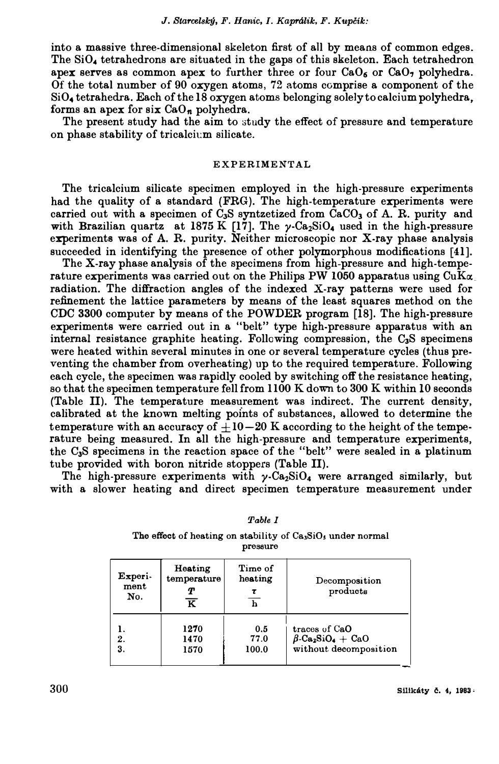into a massive three-dimensional skeleton first of all by means of common edges. The $SiO_4$ tetrahedrons are situated in the gaps of this skeleton. Each tetrahedron apex serves as common apex to further three or four $CaO_6$ or $CaO_7$ polyhedra. Of the total number of 90 oxygen atoms, 72 atoms comprise a component of the $SiO_4$ tetrahedra. Each of the 18 oxygen atoms belonging solely to calcium polyhedra, forms an apex for six $CaO_n$ polyhedra.

The present study had the aim to study the effect of pressure and temperature on phase stability of tricalcium silicate.

## EXPERIMENTAL

The tricalcium silicate specimen employed in the high-pressure experiments had the quality of a standard (FRG). The high-temperature experiments were carried out with a specimen of $C_3S$ syntzetized from $CaCO_3$ of A. R. purity and with Brazilian quartz at 1875 K [17]. The $\gamma$-$Ca_2SiO_4$ used in the high-pressure experiments was of A. R. purity. Neither microscopic nor X-ray phase analysis succeeded in identifying the presence of other polymorphous modifications [41].

The X-ray phase analysis of the specimens from high-pressure and high-temperature experiments was carried out on the Philips PW 1050 apparatus using CuK$\alpha$ radiation. The diffraction angles of the indexed X-ray patterns were used for refinement the lattice parameters by means of the least squares method on the CDC 3300 computer by means of the POWDER program [18]. The high-pressure experiments were carried out in a "belt" type high-pressure apparatus with an internal resistance graphite heating. Following compression, the $C_3S$ specimens were heated within several minutes in one or several temperature cycles (thus preventing the chamber from overheating) up to the required temperature. Following each cycle, the specimen was rapidly cooled by switching off the resistance heating, so that the specimen temperature fell from 1100 K down to 300 K within 10 seconds (Table II). The temperature measurement was indirect. The current density, calibrated at the known melting points of substances, allowed to determine the temperature with an accuracy of $\pm 10-20$ K according to the height of the temperature being measured. In all the high-pressure and temperature experiments, the $C_3S$ specimens in the reaction space of the "belt" were sealed in a platinum tube provided with boron nitride stoppers (Table II).

The high-pressure experiments with $\gamma$-$Ca_2SiO_4$ were arranged similarly, but with a slower heating and direct specimen temperature measurement under

*Table I*

The effect of heating on stability of $Ca_3SiO_5$ under normal pressure

| Experiment No. | Heating temperature $\frac{T}{K}$ | Time of heating $\frac{\tau}{h}$ | Decomposition products |
|---|---|---|---|
| 1. | 1270 | 0.5 | traces of CaO |
| 2. | 1470 | 77.0 | $\beta$-$Ca_2SiO_4$ + CaO |
| 3. | 1570 | 100.0 | without decomposition |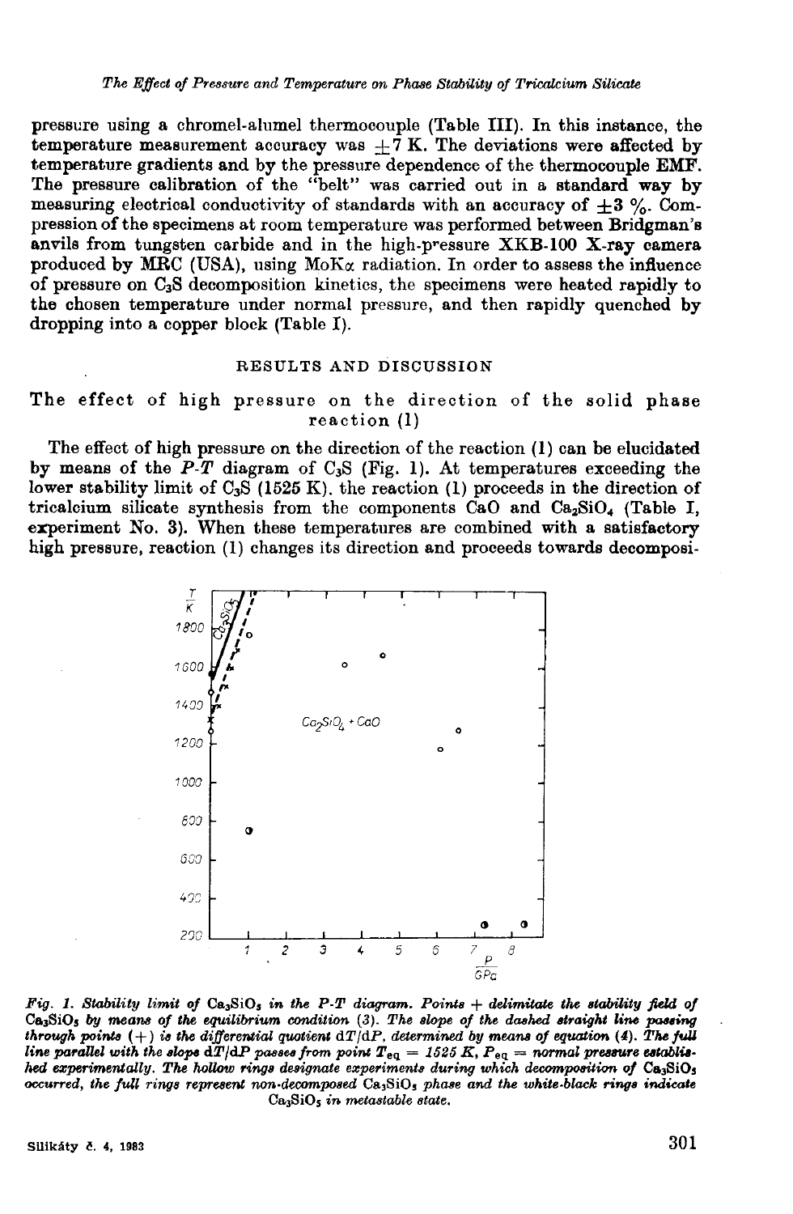pressure using a chromel-alumel thermocouple (Table III). In this instance, the temperature measurement accuracy was $\pm 7$ K. The deviations were affected by temperature gradients and by the pressure dependence of the thermocouple EMF. The pressure calibration of the "belt" was carried out in a standard way by measuring electrical conductivity of standards with an accuracy of $\pm 3$ %. Compression of the specimens at room temperature was performed between Bridgman's anvils from tungsten carbide and in the high-pressure XKB-100 X-ray camera produced by MRC (USA), using MoK$\alpha$ radiation. In order to assess the influence of pressure on $C_3S$ decomposition kinetics, the specimens were heated rapidly to the chosen temperature under normal pressure, and then rapidly quenched by dropping into a copper block (Table I).

## RESULTS AND DISCUSSION

### The effect of high pressure on the direction of the solid phase reaction (1)

The effect of high pressure on the direction of the reaction (1) can be elucidated by means of the $P$-$T$ diagram of $C_3S$ (Fig. 1). At temperatures exceeding the lower stability limit of $C_3S$ (1525 K), the reaction (1) proceeds in the direction of tricalcium silicate synthesis from the components CaO and $Ca_2SiO_4$ (Table I, experiment No. 3). When these temperatures are combined with a satisfactory high pressure, reaction (1) changes its direction and proceeds towards decomposi-

*Fig. 1. Stability limit of $Ca_3SiO_5$ in the P-T diagram. Points + delimitate the stability field of $Ca_3SiO_5$ by means of the equilibrium condition (3). The slope of the dashed straight line passing through points (+) is the differential quotient $dT/dP$, determined by means of equation (4). The full line parallel with the slope $dT/dP$ passes from point $T_{eq}$ = 1525 K, $P_{eq}$ = normal pressure established experimentally. The hollow rings designate experiments during which decomposition of $Ca_3SiO_5$ occurred, the full rings represent non-decomposed $Ca_3SiO_5$ phase and the white-black rings indicate $Ca_3SiO_5$ in metastable state.*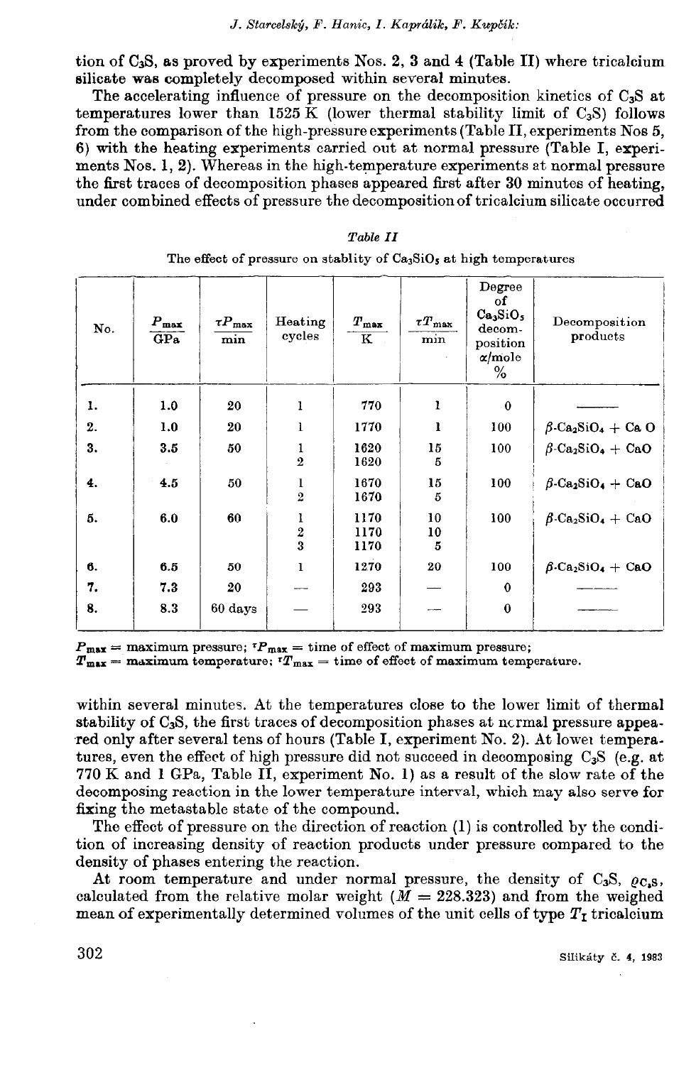tion of $C_3S$, as proved by experiments Nos. 2, 3 and 4 (Table II) where tricalcium silicate was completely decomposed within several minutes.

The accelerating influence of pressure on the decomposition kinetics of $C_3S$ at temperatures lower than 1525 K (lower thermal stability limit of $C_3S$) follows from the comparison of the high-pressure experiments (Table II, experiments Nos 5, 6) with the heating experiments carried out at normal pressure (Table I, experiments Nos. 1, 2). Whereas in the high-temperature experiments at normal pressure the first traces of decomposition phases appeared first after 30 minutes of heating, under combined effects of pressure the decomposition of tricalcium silicate occurred within several minutes. At the temperatures close to the lower limit of thermal stability of $C_3S$, the first traces of decomposition phases at normal pressure appeared only after several tens of hours (Table I, experiment No. 2). At lower temperatures, even the effect of high pressure did not succeed in decomposing $C_3S$ (e.g. at 770 K and 1 GPa, Table II, experiment No. 1) as a result of the slow rate of the decomposing reaction in the lower temperature interval, which may also serve for fixing the metastable state of the compound.

*Table II*

The effect of pressure on stablity of $Ca_3SiO_5$ at high temperatures

| No. | $\frac{P_{max}}{GPa}$ | $\frac{\tau P_{max}}{min}$ | Heating cycles | $\frac{T_{max}}{K}$ | $\frac{\tau T_{max}}{min}$ | Degree of $Ca_3SiO_5$ decomposition $\alpha$/mole % | Decomposition products |
|---|---|---|---|---|---|---|---|
| 1. | 1.0 | 20 | 1 | 770 | 1 | 0 | ——— |
| 2. | 1.0 | 20 | 1 | 1770 | 1 | 100 | $\beta$-$Ca_2SiO_4$ + CaO |
| 3. | 3.5 | 50 | 1<br>2 | 1620<br>1620 | 15<br>5 | 100 | $\beta$-$Ca_2SiO_4$ + CaO |
| 4. | 4.5 | 50 | 1<br>2 | 1670<br>1670 | 15<br>5 | 100 | $\beta$-$Ca_2SiO_4$ + CaO |
| 5. | 6.0 | 60 | 1<br>2<br>3 | 1170<br>1170<br>1170 | 10<br>10<br>5 | 100 | $\beta$-$Ca_2SiO_4$ + CaO |
| 6. | 6.5 | 50 | 1 | 1270 | 20 | 100 | $\beta$-$Ca_2SiO_4$ + CaO |
| 7. | 7.3 | 20 | — | 293 | — | 0 | ——— |
| 8. | 8.3 | 60 days | — | 293 | — | 0 | ——— |

$P_{max}$ = maximum pressure; $\tau P_{max}$ = time of effect of maximum pressure;
$T_{max}$ = maximum temperature; $\tau T_{max}$ = time of effect of maximum temperature.

The effect of pressure on the direction of reaction (1) is controlled by the condition of increasing density of reaction products under pressure compared to the density of phases entering the reaction.

At room temperature and under normal pressure, the density of $C_3S$, $\varrho_{C_3S}$, calculated from the relative molar weight ($M = 228.323$) and from the weighed mean of experimentally determined volumes of the unit cells of type $T_I$ tricalcium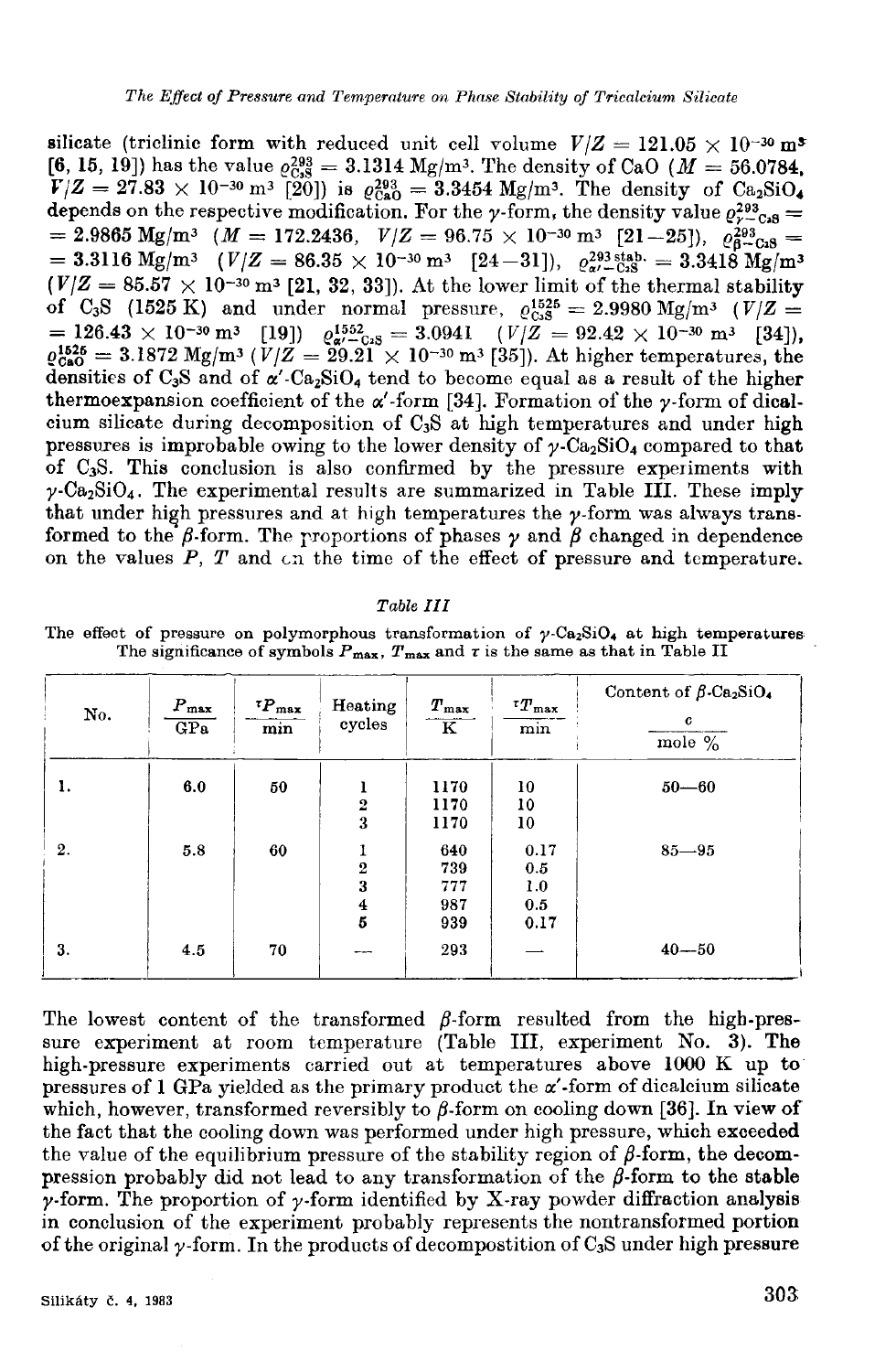silicate (triclinic form with reduced unit cell volume $V/Z = 121.05 \times 10^{-30}$ m³ [6, 15, 19]) has the value $\varrho_{C_3S}^{293} = 3.1314$ Mg/m³. The density of CaO ($M = 56.0784$, $V/Z = 27.83 \times 10^{-30}$ m³ [20]) is $\varrho_{CaO}^{293} = 3.3454$ Mg/m³. The density of $Ca_2SiO_4$ depends on the respective modification. For the $\gamma$-form, the density value $\varrho_{\gamma-C_2S}^{293} = 2.9865$ Mg/m³ ($M = 172.2436$, $V/Z = 96.75 \times 10^{-30}$ m³ [21—25]), $\varrho_{\beta-C_2S}^{293} = 3.3116$ Mg/m³ ($V/Z = 86.35 \times 10^{-30}$ m³ [24—31]), $\varrho_{\alpha'-C_2S}^{293\,\text{stab.}} = 3.3418$ Mg/m³ ($V/Z = 85.57 \times 10^{-30}$ m³ [21, 32, 33]). At the lower limit of the thermal stability of C₃S (1525 K) and under normal pressure, $\varrho_{C_3S}^{1525} = 2.9980$ Mg/m³ ($V/Z = 126.43 \times 10^{-30}$ m³ [19]) $\varrho_{\alpha'-C_2S}^{1552} = 3.0941$ ($V/Z = 92.42 \times 10^{-30}$ m³ [34]), $\varrho_{CaO}^{1526} = 3.1872$ Mg/m³ ($V/Z = 29.21 \times 10^{-30}$ m³ [35]). At higher temperatures, the densities of C₃S and of $\alpha'$-$Ca_2SiO_4$ tend to become equal as a result of the higher thermoexpansion coefficient of the $\alpha'$-form [34]. Formation of the $\gamma$-form of dicalcium silicate during decomposition of C₃S at high temperatures and under high pressures is improbable owing to the lower density of $\gamma$-$Ca_2SiO_4$ compared to that of C₃S. This conclusion is also confirmed by the pressure experiments with $\gamma$-$Ca_2SiO_4$. The experimental results are summarized in Table III. These imply that under high pressures and at high temperatures the $\gamma$-form was always transformed to the $\beta$-form. The proportions of phases $\gamma$ and $\beta$ changed in dependence on the values $P$, $T$ and on the time of the effect of pressure and temperature.

*Table III*

The effect of pressure on polymorphous transformation of $\gamma$-$Ca_2SiO_4$ at high temperatures. The significance of symbols $P_{max}$, $T_{max}$ and $\tau$ is the same as that in Table II

| No. | $P_{max}$ / GPa | $\tau P_{max}$ / min | Heating cycles | $T_{max}$ / K | $\tau T_{max}$ / min | Content of $\beta$-$Ca_2SiO_4$ $c$ / mole % |
|---|---|---|---|---|---|---|
| 1. | 6.0 | 50 | 1 | 1170 | 10 | 50—60 |
| | | | 2 | 1170 | 10 | |
| | | | 3 | 1170 | 10 | |
| 2. | 5.8 | 60 | 1 | 640 | 0.17 | 85—95 |
| | | | 2 | 739 | 0.5 | |
| | | | 3 | 777 | 1.0 | |
| | | | 4 | 987 | 0.5 | |
| | | | 5 | 939 | 0.17 | |
| 3. | 4.5 | 70 | — | 293 | — | 40—50 |

The lowest content of the transformed $\beta$-form resulted from the high-pressure experiment at room temperature (Table III, experiment No. 3). The high-pressure experiments carried out at temperatures above 1000 K up to pressures of 1 GPa yielded as the primary product the $\alpha'$-form of dicalcium silicate which, however, transformed reversibly to $\beta$-form on cooling down [36]. In view of the fact that the cooling down was performed under high pressure, which exceeded the value of the equilibrium pressure of the stability region of $\beta$-form, the decompression probably did not lead to any transformation of the $\beta$-form to the stable $\gamma$-form. The proportion of $\gamma$-form identified by X-ray powder diffraction analysis in conclusion of the experiment probably represents the nontransformed portion of the original $\gamma$-form. In the products of decompostition of C₃S under high pressure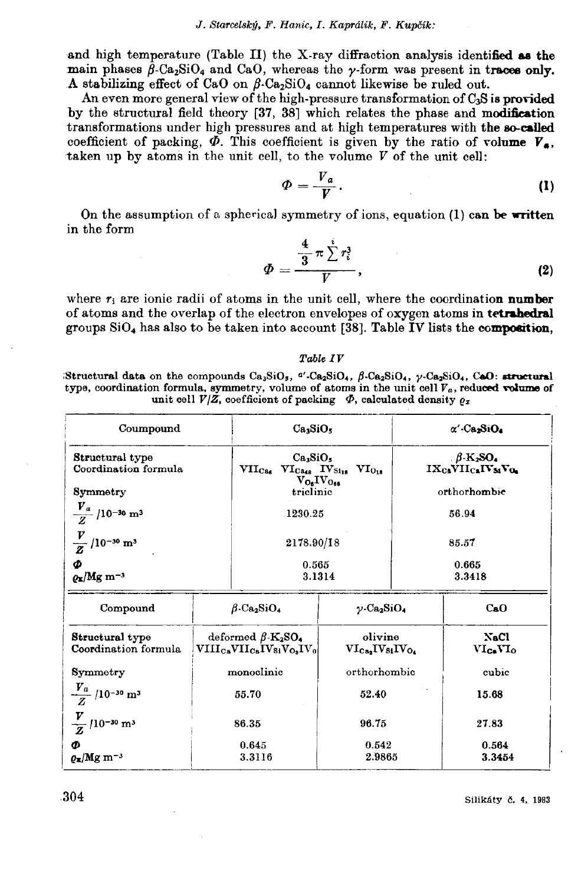and high temperature (Table II) the X-ray diffraction analysis identified as the main phases $\beta$-$Ca_2SiO_4$ and CaO, whereas the $\gamma$-form was present in traces only. A stabilizing effect of CaO on $\beta$-$Ca_2SiO_4$ cannot likewise be ruled out.

An even more general view of the high-pressure transformation of $C_3S$ is provided by the structural field theory [37, 38] which relates the phase and modification transformations under high pressures and at high temperatures with the so-called coefficient of packing, $\Phi$. This coefficient is given by the ratio of volume $V_a$, taken up by atoms in the unit cell, to the volume $V$ of the unit cell:

$$\Phi = \frac{V_a}{V}. \tag{1}$$

On the assumption of a spherical symmetry of ions, equation (1) can be written in the form

$$\Phi = \frac{\frac{4}{3}\pi \sum^{i} r_i^3}{V}, \tag{2}$$

where $r_i$ are ionic radii of atoms in the unit cell, where the coordination number of atoms and the overlap of the electron envelopes of oxygen atoms in tetrahedral groups $SiO_4$ has also to be taken into account [38]. Table IV lists the composition,

*Table IV*

**Structural data on the compounds $Ca_3SiO_5$, $\alpha'$-$Ca_2SiO_4$, $\beta$-$Ca_2SiO_4$, $\gamma$-$Ca_2SiO_4$, CaO: structural type, coordination formula, symmetry, volume of atoms in the unit cell $V_a$, reduced volume of unit cell $V/Z$, coefficient of packing $\Phi$, calculated density $\varrho_x$**

| Coumpound | $Ca_3SiO_5$ | $\alpha'$-$Ca_2SiO_4$ |
|---|---|---|
| Structural type | $Ca_3SiO_5$ | $\beta$-$K_2SO_4$ |
| Coordination formula | $VII_{Ca_6}$ $VI_{Ca_{48}}$ $IV_{Si_{18}}$ $VI_{O_{18}}$ $V_{O_6}IV_{O_{66}}$ | $IX_{Ca}VII_{Ca}IV_{Si}V_{O_4}$ |
| Symmetry | triclinic | orthorhombic |
| $\frac{V_a}{Z}$ /$10^{-30}$ $m^3$ | 1230.25 | 56.94 |
| $\frac{V}{Z}$ /$10^{-30}$ $m^3$ | 2178.90/18 | 85.57 |
| $\Phi$ | 0.565 | 0.665 |
| $\varrho_x$/Mg $m^{-3}$ | 3.1314 | 3.3418 |

| Compound | $\beta$-$Ca_2SiO_4$ | $\gamma$-$Ca_2SiO_4$ | CaO |
|---|---|---|---|
| Structural type | deformed $\beta$-$K_2SO_4$ | olivine | NaCl |
| Coordination formula | $VIII_{Ca}VII_{Ca}IV_{Si}V_{O_3}IV_{O}$ | $VI_{Ca_2}IV_{Si}IV_{O_4}$ | $VI_{Ca}VI_{O}$ |
| Symmetry | monoclinic | orthorhombic | cubic |
| $\frac{V_a}{Z}$ /$10^{-30}$ $m^3$ | 55.70 | 52.40 | 15.68 |
| $\frac{V}{Z}$ /$10^{-30}$ $m^3$ | 86.35 | 96.75 | 27.83 |
| $\Phi$ | 0.645 | 0.542 | 0.564 |
| $\varrho_x$/Mg $m^{-3}$ | 3.3116 | 2.9865 | 3.3454 |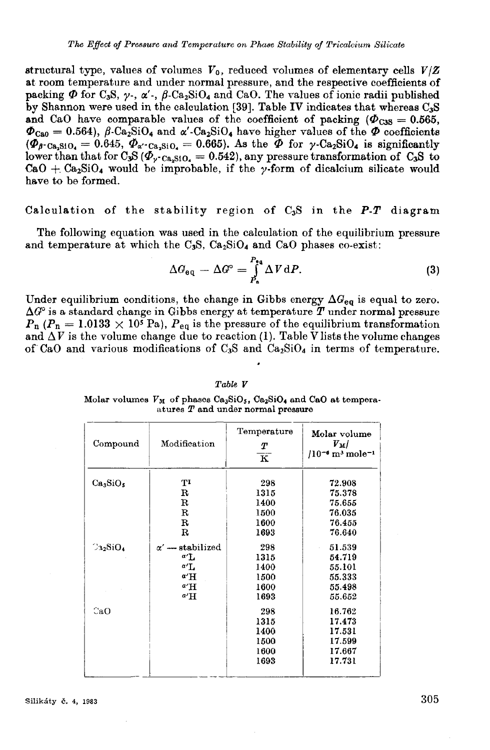structural type, values of volumes $V_0$, reduced volumes of elementary cells $V/Z$ at room temperature and under normal pressure, and the respective coefficients of packing $\Phi$ for $C_3S$, $\gamma$-, $\alpha'$-, $\beta$-$Ca_2SiO_4$ and CaO. The values of ionic radii published by Shannon were used in the calculation [39]. Table IV indicates that whereas $C_3S$ and CaO have comparable values of the coefficient of packing ($\Phi_{C3S} = 0.565$, $\Phi_{CaO} = 0.564$), $\beta$-$Ca_2SiO_4$ and $\alpha'$-$Ca_2SiO_4$ have higher values of the $\Phi$ coefficients ($\Phi_{\beta\text{-}Ca_2SiO_4} = 0.645$, $\Phi_{\alpha'\text{-}Ca_2SiO_4} = 0.665$). As the $\Phi$ for $\gamma$-$Ca_2SiO_4$ is significantly lower than that for $C_3S$ ($\Phi_{\gamma\text{-}Ca_2SiO_4} = 0.542$), any pressure transformation of $C_3S$ to CaO + $Ca_2SiO_4$ would be improbable, if the $\gamma$-form of dicalcium silicate would have to be formed.

## Calculation of the stability region of $C_3S$ in the $P$-$T$ diagram

The following equation was used in the calculation of the equilibrium pressure and temperature at which the $C_3S$, $Ca_2SiO_4$ and CaO phases co-exist:

$$\Delta G_{eq} - \Delta G^{\circ} = \int_{P_n}^{P_{eq}} \Delta V \, dP. \tag{3}$$

Under equilibrium conditions, the change in Gibbs energy $\Delta G_{eq}$ is equal to zero. $\Delta G^{\circ}$ is a standard change in Gibbs energy at temperature $T$ under normal pressure $P_n$ ($P_n = 1.0133 \times 10^5$ Pa), $P_{eq}$ is the pressure of the equilibrium transformation and $\Delta V$ is the volume change due to reaction (1). Table V lists the volume changes of CaO and various modifications of $C_3S$ and $Ca_2SiO_4$ in terms of temperature.

*Table V*

Molar volumes $V_M$ of phases $Ca_3SiO_5$, $Ca_2SiO_4$ and CaO at temperatures $T$ and under normal pressure

| Compound | Modification | Temperature $T$/K | Molar volume $V_M$/$10^{-6}$ m$^3$ mole$^{-1}$ |
|---|---|---|---|
| $Ca_3SiO_5$ | T$^{I}$ | 298 | 72.908 |
| | R | 1315 | 75.378 |
| | R | 1400 | 75.655 |
| | R | 1500 | 76.035 |
| | R | 1600 | 76.455 |
| | R | 1693 | 76.640 |
| $Ca_2SiO_4$ | $\alpha'$ — stabilized | 298 | 51.539 |
| | $\alpha'$L | 1315 | 54.719 |
| | $\alpha'$L | 1400 | 55.101 |
| | $\alpha'$H | 1500 | 55.333 |
| | $\alpha'$H | 1600 | 55.498 |
| | $\alpha'$H | 1693 | 55.652 |
| CaO | | 298 | 16.762 |
| | | 1315 | 17.473 |
| | | 1400 | 17.531 |
| | | 1500 | 17.599 |
| | | 1600 | 17.667 |
| | | 1693 | 17.731 |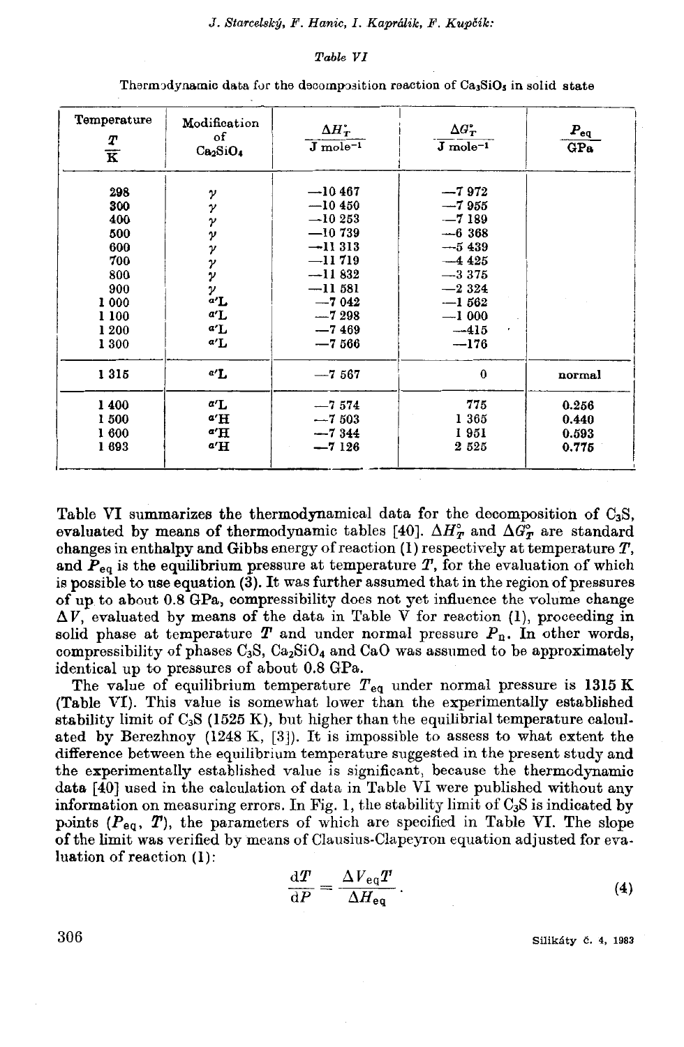*Table VI*

Thermodynamic data for the decomposition reaction of $Ca_3SiO_5$ in solid state

| Temperature $\frac{T}{K}$ | Modification of $Ca_2SiO_4$ | $\frac{\Delta H^\circ_T}{J\ mole^{-1}}$ | $\frac{\Delta G^\circ_T}{J\ mole^{-1}}$ | $\frac{P_{eq}}{GPa}$ |
|---|---|---|---|---|
| 298 | $\gamma$ | −10 467 | −7 972 | |
| 300 | $\gamma$ | −10 450 | −7 955 | |
| 400 | $\gamma$ | −10 253 | −7 189 | |
| 500 | $\gamma$ | −10 739 | −6 368 | |
| 600 | $\gamma$ | −11 313 | −5 439 | |
| 700 | $\gamma$ | −11 719 | −4 425 | |
| 800 | $\gamma$ | −11 832 | −3 375 | |
| 900 | $\gamma$ | −11 581 | −2 324 | |
| 1 000 | $\alpha'L$ | −7 042 | −1 562 | |
| 1 100 | $\alpha'L$ | −7 298 | −1 000 | |
| 1 200 | $\alpha'L$ | −7 469 | −415 | |
| 1 300 | $\alpha'L$ | −7 566 | −176 | |
| 1 315 | $\alpha'L$ | −7 567 | 0 | normal |
| 1 400 | $\alpha'L$ | −7 574 | 775 | 0.256 |
| 1 500 | $\alpha'H$ | −7 503 | 1 365 | 0.440 |
| 1 600 | $\alpha'H$ | −7 344 | 1 951 | 0.593 |
| 1 693 | $\alpha'H$ | −7 126 | 2 525 | 0.775 |

Table VI summarizes the thermodynamical data for the decomposition of $C_3S$, evaluated by means of thermodynamic tables [40]. $\Delta H^\circ_T$ and $\Delta G^\circ_T$ are standard changes in enthalpy and Gibbs energy of reaction (1) respectively at temperature $T$, and $P_{eq}$ is the equilibrium pressure at temperature $T$, for the evaluation of which is possible to use equation (3). It was further assumed that in the region of pressures of up to about 0.8 GPa, compressibility does not yet influence the volume change $\Delta V$, evaluated by means of the data in Table V for reaction (1), proceeding in solid phase at temperature $T$ and under normal pressure $P_n$. In other words, compressibility of phases $C_3S$, $Ca_2SiO_4$ and CaO was assumed to be approximately identical up to pressures of about 0.8 GPa.

The value of equilibrium temperature $T_{eq}$ under normal pressure is **1315 K** (Table VI). This value is somewhat lower than the experimentally established stability limit of $C_3S$ (1525 K), but higher than the equilibrial temperature calculated by Berezhnoy (1248 K, [3]). It is impossible to assess to what extent the difference between the equilibrium temperature suggested in the present study and the experimentally established value is significant, because the thermodynamic data [40] used in the calculation of data in Table VI were published without any information on measuring errors. In Fig. 1, the stability limit of $C_3S$ is indicated by points ($P_{eq}$, $T$), the parameters of which are specified in Table VI. The slope of the limit was verified by means of Clausius-Clapeyron equation adjusted for evaluation of reaction (1):

$$\frac{dT}{dP} = \frac{\Delta V_{eq} T}{\Delta H_{eq}}. \tag{4}$$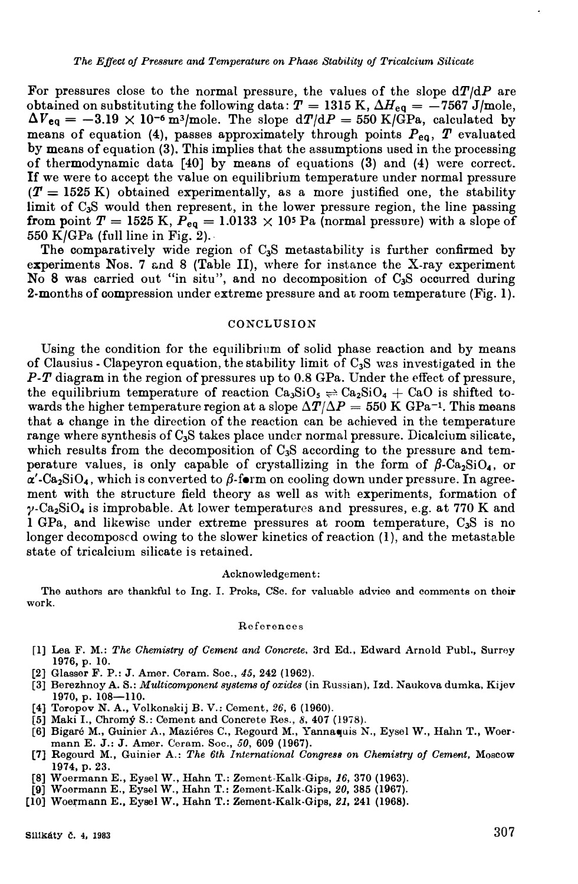For pressures close to the normal pressure, the values of the slope $dT/dP$ are obtained on substituting the following data: $T = 1315$ K, $\Delta H_{eq} = -7567$ J/mole, $\Delta V_{eq} = -3.19 \times 10^{-6}$ m$^3$/mole. The slope $dT/dP = 550$ K/GPa, calculated by means of equation (4), passes approximately through points $P_{eq}$, $T$ evaluated by means of equation (3). This implies that the assumptions used in the processing of thermodynamic data [40] by means of equations (3) and (4) were correct. If we were to accept the value on equilibrium temperature under normal pressure ($T = 1525$ K) obtained experimentally, as a more justified one, the stability limit of $C_3S$ would then represent, in the lower pressure region, the line passing from point $T = 1525$ K, $P_{eq} = 1.0133 \times 10^5$ Pa (normal pressure) with a slope of 550 K/GPa (full line in Fig. 2).

The comparatively wide region of $C_3S$ metastability is further confirmed by experiments Nos. 7 and 8 (Table II), where for instance the X-ray experiment No 8 was carried out "in situ", and no decomposition of $C_3S$ occurred during 2-months of compression under extreme pressure and at room temperature (Fig. 1).

## CONCLUSION

Using the condition for the equilibrium of solid phase reaction and by means of Clausius - Clapeyron equation, the stability limit of $C_3S$ was investigated in the $P$-$T$ diagram in the region of pressures up to 0.8 GPa. Under the effect of pressure, the equilibrium temperature of reaction $Ca_3SiO_5 \rightleftharpoons Ca_2SiO_4 + CaO$ is shifted towards the higher temperature region at a slope $\Delta T/\Delta P = 550$ K GPa$^{-1}$. This means that a change in the direction of the reaction can be achieved in the temperature range where synthesis of $C_3S$ takes place under normal pressure. Dicalcium silicate, which results from the decomposition of $C_3S$ according to the pressure and temperature values, is only capable of crystallizing in the form of $\beta$-$Ca_2SiO_4$, or $\alpha'$-$Ca_2SiO_4$, which is converted to $\beta$-form on cooling down under pressure. In agreement with the structure field theory as well as with experiments, formation of $\gamma$-$Ca_2SiO_4$ is improbable. At lower temperatures and pressures, e.g. at 770 K and 1 GPa, and likewise under extreme pressures at room temperature, $C_3S$ is no longer decomposed owing to the slower kinetics of reaction (1), and the metastable state of tricalcium silicate is retained.

### Acknowledgement:

The authors are thankful to Ing. I. Proks, CSc. for valuable advice and comments on their work.

### References

[1] Lea F. M.: *The Chemistry of Cement and Concrete*, 3rd Ed., Edward Arnold Publ., Surrey 1976, p. 10.
[2] Glasser F. P.: J. Amer. Ceram. Soc., *45*, 242 (1962).
[3] Berezhnoy A. S.: *Multicomponent systems of oxides* (in Russian), Izd. Naukova dumka, Kijev 1970, p. 108—110.
[4] Toropov N. A., Volkonskij B. V.: Cement, *26*, 6 (1960).
[5] Maki I., Chromý S.: Cement and Concrete Res., *8*, 407 (1978).
[6] Bigaré M., Guinier A., Maziéres C., Regourd M., Yannaquis N., Eysel W., Hahn T., Woermann E. J.: J. Amer. Ceram. Soc., *50*, 609 (1967).
[7] Regourd M., Guinier A.: *The 6th International Congress on Chemistry of Cement*, Moscow 1974, p. 23.
[8] Woermann E., Eysel W., Hahn T.: Zement-Kalk-Gips, *16*, 370 (1963).
[9] Woermann E., Eysel W., Hahn T.: Zement-Kalk-Gips, *20*, 385 (1967).
[10] Woermann E., Eysel W., Hahn T.: Zement-Kalk-Gips, *21*, 241 (1968).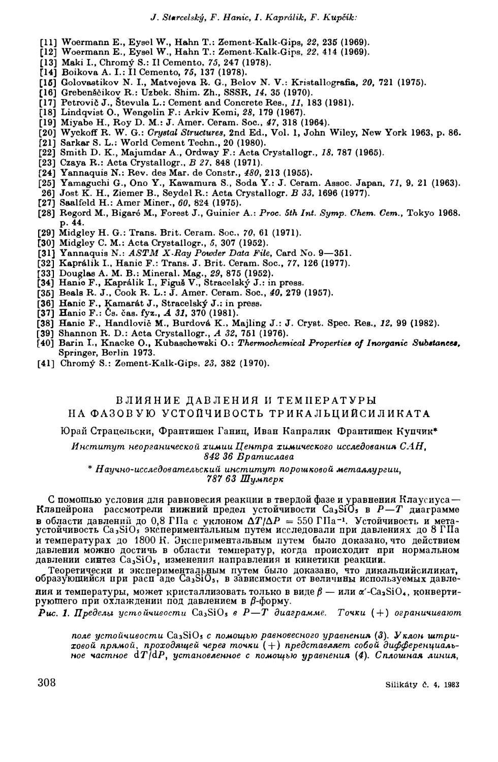[11] Woermann E., Eysel W., Hahn T.: Zement-Kalk-Gips, *22*, 235 (1969).
[12] Woermann E., Eysel W., Hahn T.: Zement-Kalk-Gips, *22*, 414 (1969).
[13] Maki I., Chromý S.: Il Cemento, *75*, 247 (1978).
[14] Boikova A. I.: Il Cemento, *75*, 137 (1978).
[15] Golovastikov N. I., Matvejeva R. G., Belov N. V.: Kristallografia, *20*, 721 (1975).
[16] Grebenščikov R.: Uzbek. Shim. Zh., SSSR, *14*, 35 (1970).
[17] Petrovič J., Števula L.: Cement and Concrete Res., *11*, 183 (1981).
[18] Lindqvist O., Wengelin F.: Arkiv Kemi, *28*, 179 (1967).
[19] Miyabe H., Roy D. M.: J. Amer. Ceram. Soc., *47*, 318 (1964).
[20] Wyckoff R. W. G.: *Crystal Structures*, 2nd Ed., Vol. 1, John Wiley, New York 1963, p. 86.
[21] Sarkar S. L.: World Cement Techn., 20 (1980).
[22] Smith D. K., Majumdar A., Ordway F.: Acta Crystallogr., *18*, 787 (1965).
[23] Czaya R.: Acta Crystallogr., *B 27*, 848 (1971).
[24] Yannaquis N.: Rev. des Mar. de Constr., *480*, 213 (1955).
[25] Yamaguchi G., Ono Y., Kawamura S., Soda Y.: J. Ceram. Assoc. Japan, *71*, 9, 21 (1963).
[26] Jost K. H., Ziemer B., Seydel R.: Acta Crystallogr. *B 33*, 1696 (1977).
[27] Saalfeld H.: Amer Miner., *60*, 824 (1975).
[28] Regord M., Bigaré M., Forest J., Guinier A.: *Proc. 5th Int. Symp. Chem. Cem.*, Tokyo 1968. p. 44.
[29] Midgley H. G.: Trans. Brit. Ceram. Soc., *70*, 61 (1971).
[30] Midgley C. M.: Acta Crystallogr., *5*, 307 (1952).
[31] Yannaquis N.: *ASTM X-Ray Powder Data File*, Card No. 9—351.
[32] Kaprálik I., Hanic F.: Trans. J. Brit. Ceram. Soc., *77*, 126 (1977).
[33] Douglas A. M. B.: Mineral. Mag., *29*, 875 (1952).
[34] Hanic F., Kaprálik I., Figuš V., Stracelský J.: in press.
[35] Beals R. J., Cook R. L.: J. Amer. Ceram. Soc., *40*, 279 (1957).
[36] Hanic F., Kamarát J., Stracelský J.: in press.
[37] Hanic F.: Čs. čas. fyz., *A 31*, 370 (1981).
[38] Hanic F., Handlovič M., Burdová K., Majling J.: J. Cryst. Spec. Res., *12*, 99 (1982).
[39] Shannon R. D.: Acta Crystallogr., *A 32*, 751 (1976).
[40] Barin I., Knacke O., Kubaschewski O.: *Thermochemical Properties of Inorganic Substances*, Springer, Berlin 1973.
[41] Chromý S.: Zement-Kalk-Gips, *23*, 382 (1970).

## ВЛИЯНИЕ ДАВЛЕНИЯ И ТЕМПЕРАТУРЫ НА ФАЗОВУЮ УСТОЙЧИВОСТЬ ТРИКАЛЬЦИЙСИЛИКАТА

Юрай Страцельски, Франтишек Ганиц, Иван Капралик Франтишек Купчик*

*Институт неорганической химии Центра химического исследования САН, 842 36 Братислава*

\* *Научно-исследовательский институт порошковой металлургии, 787 63 Шумперк*

С помощью условия для равновесия реакции в твердой фазе и уравнения Клаусиуса—Клапейрона рассмотрели нижний предел устойчивости $Ca_3SiO_5$ в $P-T$ диаграмме в области давлений до 0,8 ГПа с уклоном $\Delta T/\Delta P = 550$ ГПа$^{-1}$. Устойчивость и метаустойчивость $Ca_3SiO_5$ экспериментальным путем исследовали при давлениях до 8 ГПа и температурах до 1800 К. Экспериментальным путем было доказано, что действием давления можно достичь в области температур, когда происходит при нормальном давлении синтез $Ca_3SiO_5$, изменения направления и кинетики реакции.

Теоретически и экспериментальным путем было доказано, что дикальцийсиликат, образующийся при распаде $Ca_3SiO_5$, в зависимости от величины используемых давления и температуры, может кристаллизовать только в виде $\beta$ — или $\alpha'$-$Ca_2SiO_4$, конвертирующего при охлаждении под давлением в $\beta$-форму.

*Рис. 1. Пределы устойчивости* $Ca_3SiO_5$ *в* $P-T$ *диаграмме. Точки (+) ограничивают поле устойчивости* $Ca_3SiO_5$ *с помощью равновесного уравнения (3). Уклон штриховой прямой, проходящей через точки (+) представляет собой дифференциальное частное* $dT/dP$, *установленное с помощью уравнения (4). Сплошная линия,*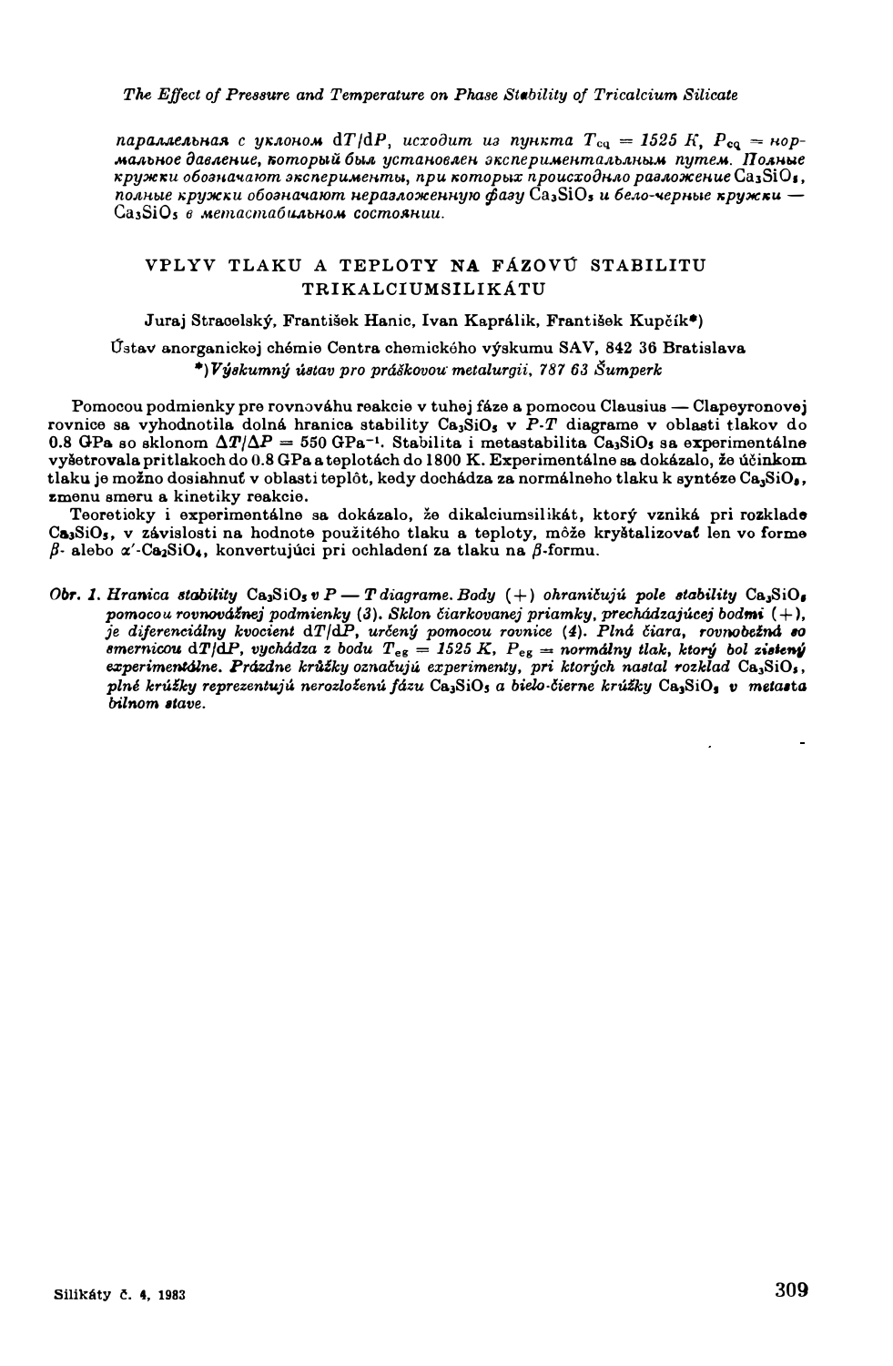*параллельная с уклоном $dT/dP$, исходит из пункта $T_{eq} = 1525$ K, $P_{eq}$ = нормальное давление, который был установлен экспериментальным путем. Полные кружки обозначают эксперименты, при которых происходило разложение $Ca_3SiO_5$, полные кружки обозначают неразложенную фазу $Ca_3SiO_5$ и бело-черные кружки — $Ca_3SiO_5$ в метастабильном состоянии.*

## VPLYV TLAKU A TEPLOTY NA FÁZOVÚ STABILITU TRIKALCIUMSILIKÁTU

Juraj Stracelský, František Hanic, Ivan Kaprálik, František Kupčík*)

Ústav anorganickej chémie Centra chemického výskumu SAV, 842 36 Bratislava

*\*)Výskumný ústav pre práškovou metalurgii, 787 63 Šumperk*

Pomocou podmienky pre rovnováhu reakcie v tuhej fáze a pomocou Clausius — Clapeyronovej rovnice sa vyhodnotila dolná hranica stability $Ca_3SiO_5$ v $P$-$T$ diagrame v oblasti tlakov do 0.8 GPa so sklonom $\Delta T/\Delta P = 550\ GPa^{-1}$. Stabilita i metastabilita $Ca_3SiO_5$ sa experimentálne vyšetrovala pri tlakoch do 0.8 GPa a teplotách do 1800 K. Experimentálne sa dokázalo, že účinkom tlaku je možno dosiahnuť v oblasti teplôt, kedy dochádza za normálneho tlaku k syntéze $Ca_3SiO_5$, zmenu smeru a kinetiky reakcie.

Teoreticky i experimentálne sa dokázalo, že dikalciumsilikát, ktorý vzniká pri rozklade $Ca_3SiO_5$, v závislosti na hodnote použitého tlaku a teploty, môže kryštalizovať len vo forme $\beta$- alebo $\alpha'$-$Ca_2SiO_4$, konvertujúci pri ochladení za tlaku na $\beta$-formu.

***Obr. 1.** Hranica stability $Ca_3SiO_5$ v $P$ — $T$ diagrame. Body (+) ohraničujú pole stability $Ca_3SiO_5$ pomocou rovnovážnej podmienky (3). Sklon čiarkovanej priamky, prechádzajúcej bodmi (+), je diferenciálny kvocient $dT/dP$, určený pomocou rovnice (4). Plná čiara, rovnobežná so smernicou $dT/dP$, vychádza z bodu $T_{eg} = 1525$ K, $P_{eg}$ = normálny tlak, ktorý bol zistený experimentálne. Prázdne krúžky označujú experimenty, pri ktorých nastal rozklad $Ca_3SiO_5$, plné krúžky reprezentujú nerozloženú fázu $Ca_3SiO_5$ a bielo-čierne krúžky $Ca_3SiO_5$ v metastabilnom stave.*